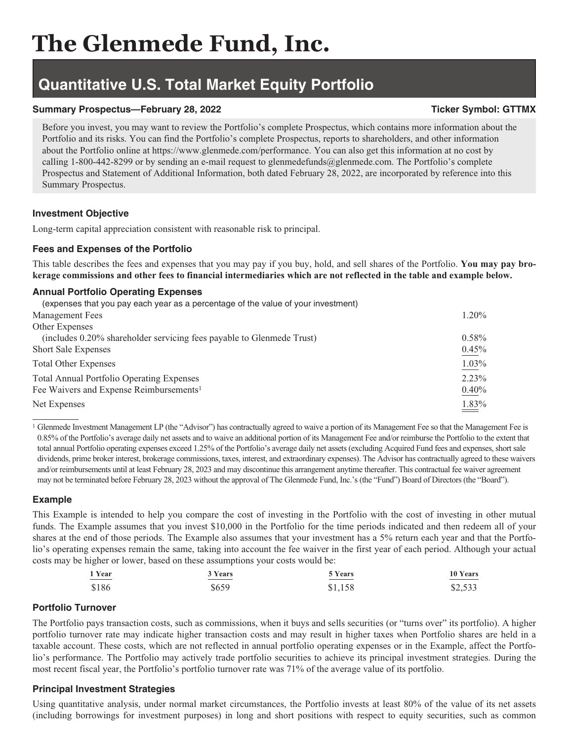# The Glenmede Fund, Inc.

## Quantitative U.S. Total Market Equity Portfolio

**Summary Prospectus—February 28, 2022** **Ticker Symbol: GTTMX**

Before you invest, you may want to review the Portfolio's complete Prospectus, which contains more information about the Portfolio and its risks. You can find the Portfolio's complete Prospectus, reports to shareholders, and other information about the Portfolio online at https://www.glenmede.com/performance. You can also get this information at no cost by calling 1-800-442-8299 or by sending an e-mail request to glenmedefunds@glenmede.com. The Portfolio's complete Prospectus and Statement of Additional Information, both dated February 28, 2022, are incorporated by reference into this Summary Prospectus.

### Investment Objective

Long-term capital appreciation consistent with reasonable risk to principal.

### Fees and Expenses of the Portfolio

This table describes the fees and expenses that you may pay if you buy, hold, and sell shares of the Portfolio. **You may pay brokerage commissions and other fees to financial intermediaries which are not reflected in the table and example below.**

### Annual Portfolio Operating Expenses

(expenses that you pay each year as a percentage of the value of your investment)

| | |
|---|---|
| Management Fees | 1.20% |
| Other Expenses (includes 0.20% shareholder servicing fees payable to Glenmede Trust) | 0.58% |
| Short Sale Expenses | 0.45% |
| Total Other Expenses | 1.03% |
| Total Annual Portfolio Operating Expenses | 2.23% |
| Fee Waivers and Expense Reimbursements[1] | 0.40% |
| Net Expenses | 1.83% |

[1] Glenmede Investment Management LP (the "Advisor") has contractually agreed to waive a portion of its Management Fee so that the Management Fee is 0.85% of the Portfolio's average daily net assets and to waive an additional portion of its Management Fee and/or reimburse the Portfolio to the extent that total annual Portfolio operating expenses exceed 1.25% of the Portfolio's average daily net assets (excluding Acquired Fund fees and expenses, short sale dividends, prime broker interest, brokerage commissions, taxes, interest, and extraordinary expenses). The Advisor has contractually agreed to these waivers and/or reimbursements until at least February 28, 2023 and may discontinue this arrangement anytime thereafter. This contractual fee waiver agreement may not be terminated before February 28, 2023 without the approval of The Glenmede Fund, Inc.'s (the "Fund") Board of Directors (the "Board").

### Example

This Example is intended to help you compare the cost of investing in the Portfolio with the cost of investing in other mutual funds. The Example assumes that you invest $10,000 in the Portfolio for the time periods indicated and then redeem all of your shares at the end of those periods. The Example also assumes that your investment has a 5% return each year and that the Portfolio's operating expenses remain the same, taking into account the fee waiver in the first year of each period. Although your actual costs may be higher or lower, based on these assumptions your costs would be:

| 1 Year | 3 Years | 5 Years | 10 Years |
|---|---|---|---|
| $186 | $659 | $1,158 | $2,533 |

### Portfolio Turnover

The Portfolio pays transaction costs, such as commissions, when it buys and sells securities (or "turns over" its portfolio). A higher portfolio turnover rate may indicate higher transaction costs and may result in higher taxes when Portfolio shares are held in a taxable account. These costs, which are not reflected in annual portfolio operating expenses or in the Example, affect the Portfolio's performance. The Portfolio may actively trade portfolio securities to achieve its principal investment strategies. During the most recent fiscal year, the Portfolio's portfolio turnover rate was 71% of the average value of its portfolio.

### Principal Investment Strategies

Using quantitative analysis, under normal market circumstances, the Portfolio invests at least 80% of the value of its net assets (including borrowings for investment purposes) in long and short positions with respect to equity securities, such as common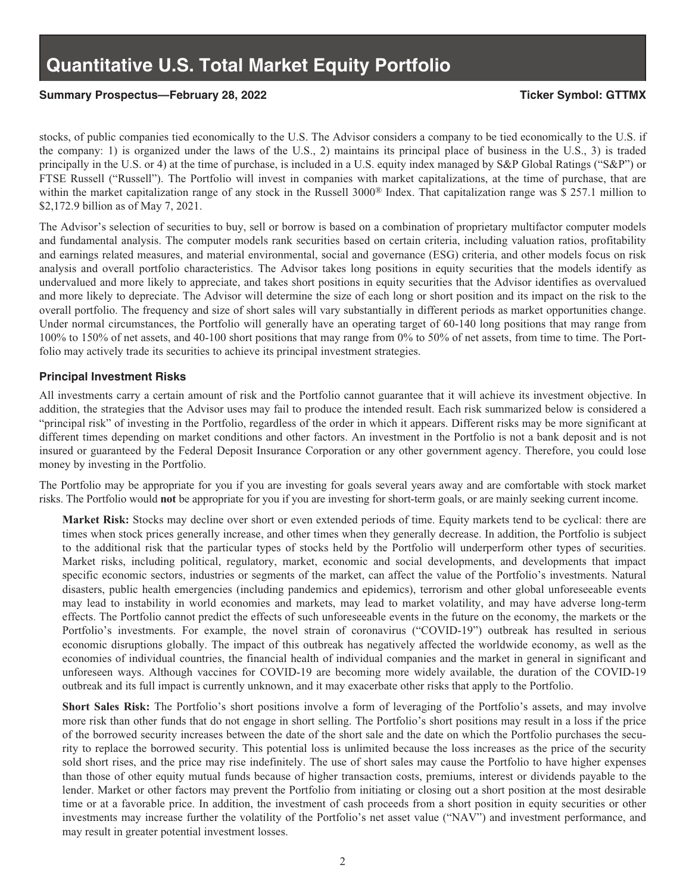stocks, of public companies tied economically to the U.S. The Advisor considers a company to be tied economically to the U.S. if the company: 1) is organized under the laws of the U.S., 2) maintains its principal place of business in the U.S., 3) is traded principally in the U.S. or 4) at the time of purchase, is included in a U.S. equity index managed by S&P Global Ratings ("S&P") or FTSE Russell ("Russell"). The Portfolio will invest in companies with market capitalizations, at the time of purchase, that are within the market capitalization range of any stock in the Russell 3000® Index. That capitalization range was $ 257.1 million to $2,172.9 billion as of May 7, 2021.

The Advisor's selection of securities to buy, sell or borrow is based on a combination of proprietary multifactor computer models and fundamental analysis. The computer models rank securities based on certain criteria, including valuation ratios, profitability and earnings related measures, and material environmental, social and governance (ESG) criteria, and other models focus on risk analysis and overall portfolio characteristics. The Advisor takes long positions in equity securities that the models identify as undervalued and more likely to appreciate, and takes short positions in equity securities that the Advisor identifies as overvalued and more likely to depreciate. The Advisor will determine the size of each long or short position and its impact on the risk to the overall portfolio. The frequency and size of short sales will vary substantially in different periods as market opportunities change. Under normal circumstances, the Portfolio will generally have an operating target of 60-140 long positions that may range from 100% to 150% of net assets, and 40-100 short positions that may range from 0% to 50% of net assets, from time to time. The Portfolio may actively trade its securities to achieve its principal investment strategies.

### Principal Investment Risks

All investments carry a certain amount of risk and the Portfolio cannot guarantee that it will achieve its investment objective. In addition, the strategies that the Advisor uses may fail to produce the intended result. Each risk summarized below is considered a "principal risk" of investing in the Portfolio, regardless of the order in which it appears. Different risks may be more significant at different times depending on market conditions and other factors. An investment in the Portfolio is not a bank deposit and is not insured or guaranteed by the Federal Deposit Insurance Corporation or any other government agency. Therefore, you could lose money by investing in the Portfolio.

The Portfolio may be appropriate for you if you are investing for goals several years away and are comfortable with stock market risks. The Portfolio would **not** be appropriate for you if you are investing for short-term goals, or are mainly seeking current income.

**Market Risk:** Stocks may decline over short or even extended periods of time. Equity markets tend to be cyclical: there are times when stock prices generally increase, and other times when they generally decrease. In addition, the Portfolio is subject to the additional risk that the particular types of stocks held by the Portfolio will underperform other types of securities. Market risks, including political, regulatory, market, economic and social developments, and developments that impact specific economic sectors, industries or segments of the market, can affect the value of the Portfolio's investments. Natural disasters, public health emergencies (including pandemics and epidemics), terrorism and other global unforeseeable events may lead to instability in world economies and markets, may lead to market volatility, and may have adverse long-term effects. The Portfolio cannot predict the effects of such unforeseeable events in the future on the economy, the markets or the Portfolio's investments. For example, the novel strain of coronavirus ("COVID-19") outbreak has resulted in serious economic disruptions globally. The impact of this outbreak has negatively affected the worldwide economy, as well as the economies of individual countries, the financial health of individual companies and the market in general in significant and unforeseen ways. Although vaccines for COVID-19 are becoming more widely available, the duration of the COVID-19 outbreak and its full impact is currently unknown, and it may exacerbate other risks that apply to the Portfolio.

**Short Sales Risk:** The Portfolio's short positions involve a form of leveraging of the Portfolio's assets, and may involve more risk than other funds that do not engage in short selling. The Portfolio's short positions may result in a loss if the price of the borrowed security increases between the date of the short sale and the date on which the Portfolio purchases the security to replace the borrowed security. This potential loss is unlimited because the loss increases as the price of the security sold short rises, and the price may rise indefinitely. The use of short sales may cause the Portfolio to have higher expenses than those of other equity mutual funds because of higher transaction costs, premiums, interest or dividends payable to the lender. Market or other factors may prevent the Portfolio from initiating or closing out a short position at the most desirable time or at a favorable price. In addition, the investment of cash proceeds from a short position in equity securities or other investments may increase further the volatility of the Portfolio's net asset value ("NAV") and investment performance, and may result in greater potential investment losses.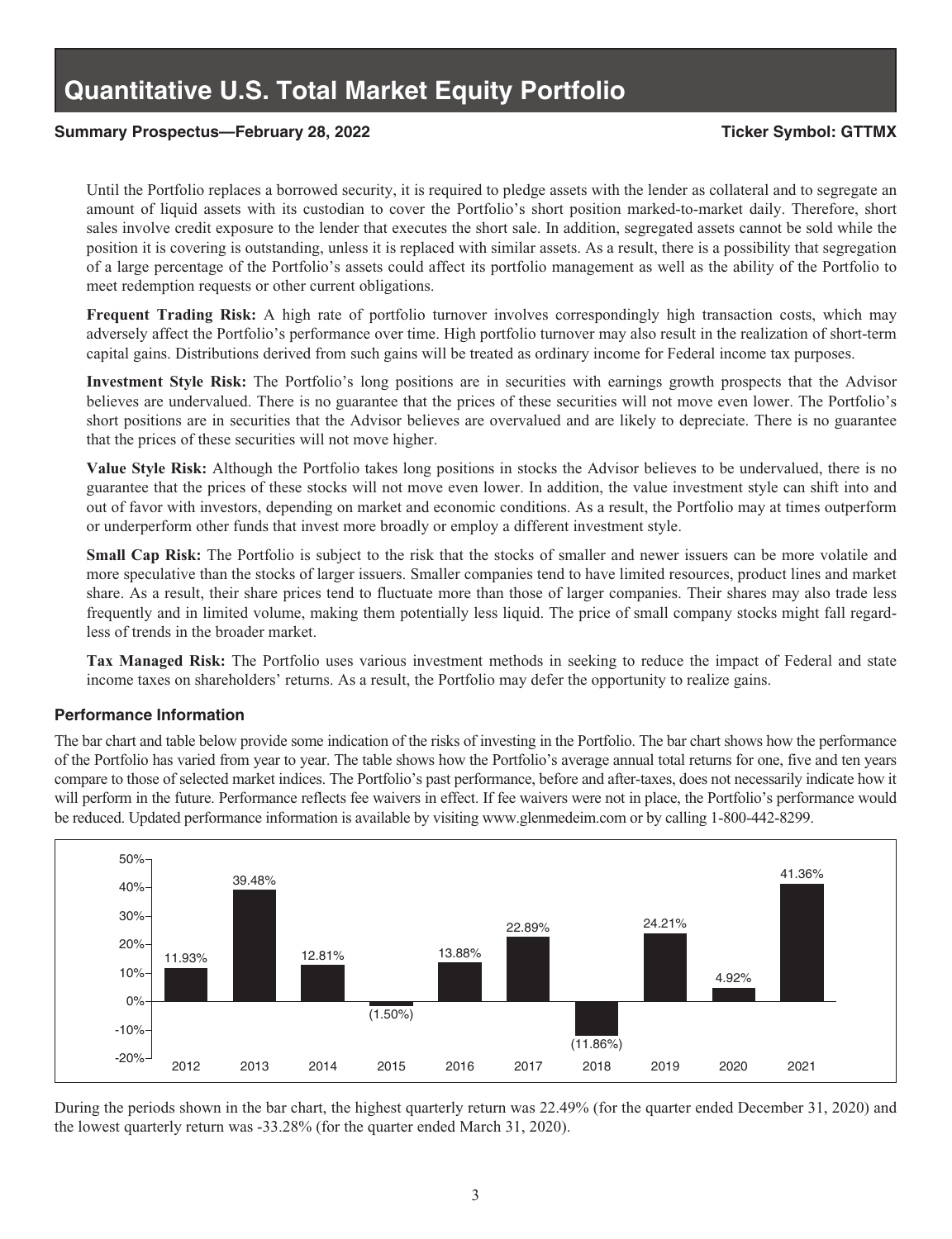Until the Portfolio replaces a borrowed security, it is required to pledge assets with the lender as collateral and to segregate an amount of liquid assets with its custodian to cover the Portfolio's short position marked-to-market daily. Therefore, short sales involve credit exposure to the lender that executes the short sale. In addition, segregated assets cannot be sold while the position it is covering is outstanding, unless it is replaced with similar assets. As a result, there is a possibility that segregation of a large percentage of the Portfolio's assets could affect its portfolio management as well as the ability of the Portfolio to meet redemption requests or other current obligations.

**Frequent Trading Risk:** A high rate of portfolio turnover involves correspondingly high transaction costs, which may adversely affect the Portfolio's performance over time. High portfolio turnover may also result in the realization of short-term capital gains. Distributions derived from such gains will be treated as ordinary income for Federal income tax purposes.

**Investment Style Risk:** The Portfolio's long positions are in securities with earnings growth prospects that the Advisor believes are undervalued. There is no guarantee that the prices of these securities will not move even lower. The Portfolio's short positions are in securities that the Advisor believes are overvalued and are likely to depreciate. There is no guarantee that the prices of these securities will not move higher.

**Value Style Risk:** Although the Portfolio takes long positions in stocks the Advisor believes to be undervalued, there is no guarantee that the prices of these stocks will not move even lower. In addition, the value investment style can shift into and out of favor with investors, depending on market and economic conditions. As a result, the Portfolio may at times outperform or underperform other funds that invest more broadly or employ a different investment style.

**Small Cap Risk:** The Portfolio is subject to the risk that the stocks of smaller and newer issuers can be more volatile and more speculative than the stocks of larger issuers. Smaller companies tend to have limited resources, product lines and market share. As a result, their share prices tend to fluctuate more than those of larger companies. Their shares may also trade less frequently and in limited volume, making them potentially less liquid. The price of small company stocks might fall regardless of trends in the broader market.

**Tax Managed Risk:** The Portfolio uses various investment methods in seeking to reduce the impact of Federal and state income taxes on shareholders' returns. As a result, the Portfolio may defer the opportunity to realize gains.

### Performance Information

The bar chart and table below provide some indication of the risks of investing in the Portfolio. The bar chart shows how the performance of the Portfolio has varied from year to year. The table shows how the Portfolio's average annual total returns for one, five and ten years compare to those of selected market indices. The Portfolio's past performance, before and after-taxes, does not necessarily indicate how it will perform in the future. Performance reflects fee waivers in effect. If fee waivers were not in place, the Portfolio's performance would be reduced. Updated performance information is available by visiting www.glenmedeim.com or by calling 1-800-442-8299.

| 2012 | 2013 | 2014 | 2015 | 2016 | 2017 | 2018 | 2019 | 2020 | 2021 |
|---|---|---|---|---|---|---|---|---|---|
| 11.93% | 39.48% | 12.81% | (1.50%) | 13.88% | 22.89% | (11.86%) | 24.21% | 4.92% | 41.36% |

During the periods shown in the bar chart, the highest quarterly return was 22.49% (for the quarter ended December 31, 2020) and the lowest quarterly return was -33.28% (for the quarter ended March 31, 2020).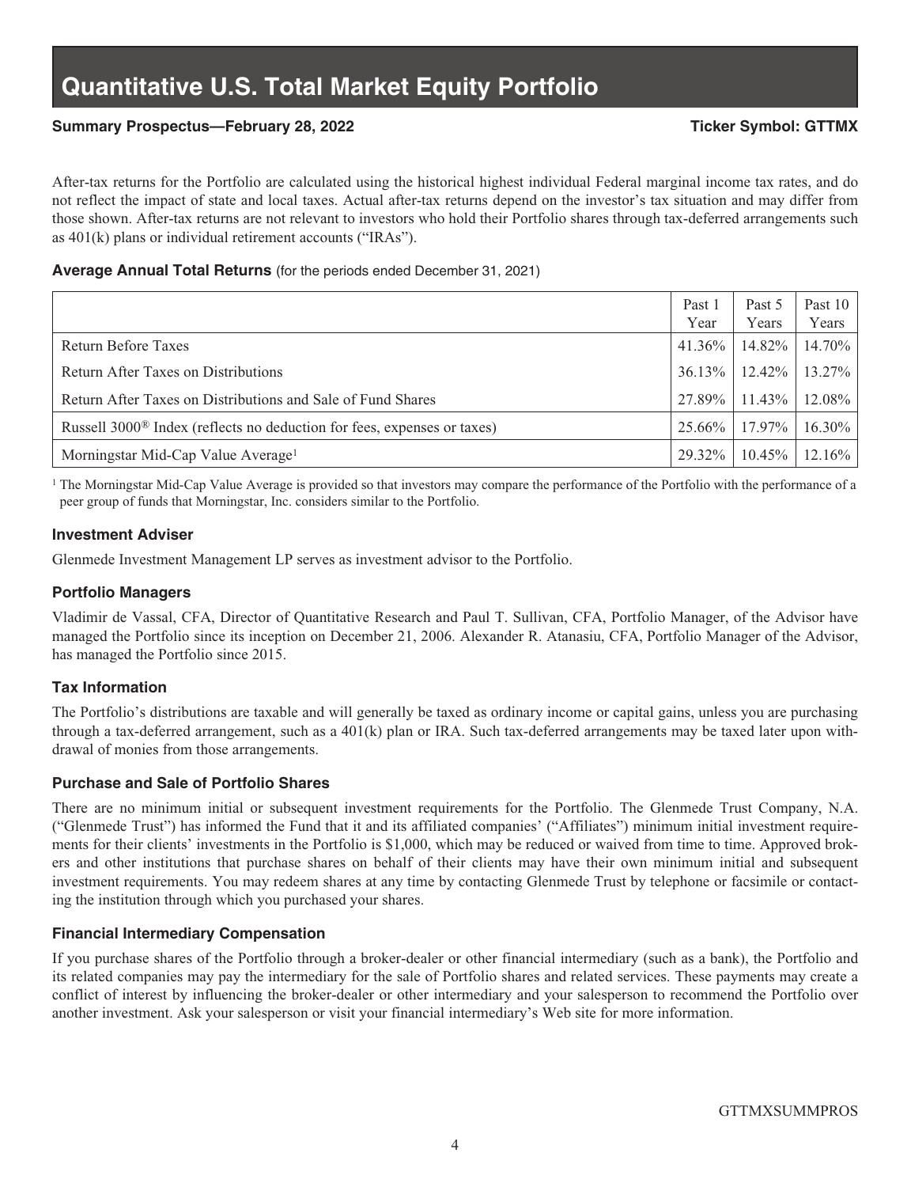# Quantitative U.S. Total Market Equity Portfolio

**Summary Prospectus—February 28, 2022** **Ticker Symbol: GTTMX**

After-tax returns for the Portfolio are calculated using the historical highest individual Federal marginal income tax rates, and do not reflect the impact of state and local taxes. Actual after-tax returns depend on the investor's tax situation and may differ from those shown. After-tax returns are not relevant to investors who hold their Portfolio shares through tax-deferred arrangements such as 401(k) plans or individual retirement accounts ("IRAs").

**Average Annual Total Returns** (for the periods ended December 31, 2021)

| | Past 1 Year | Past 5 Years | Past 10 Years |
|---|---|---|---|
| Return Before Taxes | 41.36% | 14.82% | 14.70% |
| Return After Taxes on Distributions | 36.13% | 12.42% | 13.27% |
| Return After Taxes on Distributions and Sale of Fund Shares | 27.89% | 11.43% | 12.08% |
| Russell 3000® Index (reflects no deduction for fees, expenses or taxes) | 25.66% | 17.97% | 16.30% |
| Morningstar Mid-Cap Value Average[1] | 29.32% | 10.45% | 12.16% |

[1] The Morningstar Mid-Cap Value Average is provided so that investors may compare the performance of the Portfolio with the performance of a peer group of funds that Morningstar, Inc. considers similar to the Portfolio.

### Investment Adviser

Glenmede Investment Management LP serves as investment advisor to the Portfolio.

### Portfolio Managers

Vladimir de Vassal, CFA, Director of Quantitative Research and Paul T. Sullivan, CFA, Portfolio Manager, of the Advisor have managed the Portfolio since its inception on December 21, 2006. Alexander R. Atanasiu, CFA, Portfolio Manager of the Advisor, has managed the Portfolio since 2015.

### Tax Information

The Portfolio's distributions are taxable and will generally be taxed as ordinary income or capital gains, unless you are purchasing through a tax-deferred arrangement, such as a 401(k) plan or IRA. Such tax-deferred arrangements may be taxed later upon withdrawal of monies from those arrangements.

### Purchase and Sale of Portfolio Shares

There are no minimum initial or subsequent investment requirements for the Portfolio. The Glenmede Trust Company, N.A. ("Glenmede Trust") has informed the Fund that it and its affiliated companies' ("Affiliates") minimum initial investment requirements for their clients' investments in the Portfolio is $1,000, which may be reduced or waived from time to time. Approved brokers and other institutions that purchase shares on behalf of their clients may have their own minimum initial and subsequent investment requirements. You may redeem shares at any time by contacting Glenmede Trust by telephone or facsimile or contacting the institution through which you purchased your shares.

### Financial Intermediary Compensation

If you purchase shares of the Portfolio through a broker-dealer or other financial intermediary (such as a bank), the Portfolio and its related companies may pay the intermediary for the sale of Portfolio shares and related services. These payments may create a conflict of interest by influencing the broker-dealer or other intermediary and your salesperson to recommend the Portfolio over another investment. Ask your salesperson or visit your financial intermediary's Web site for more information.

GTTMXSUMMPROS